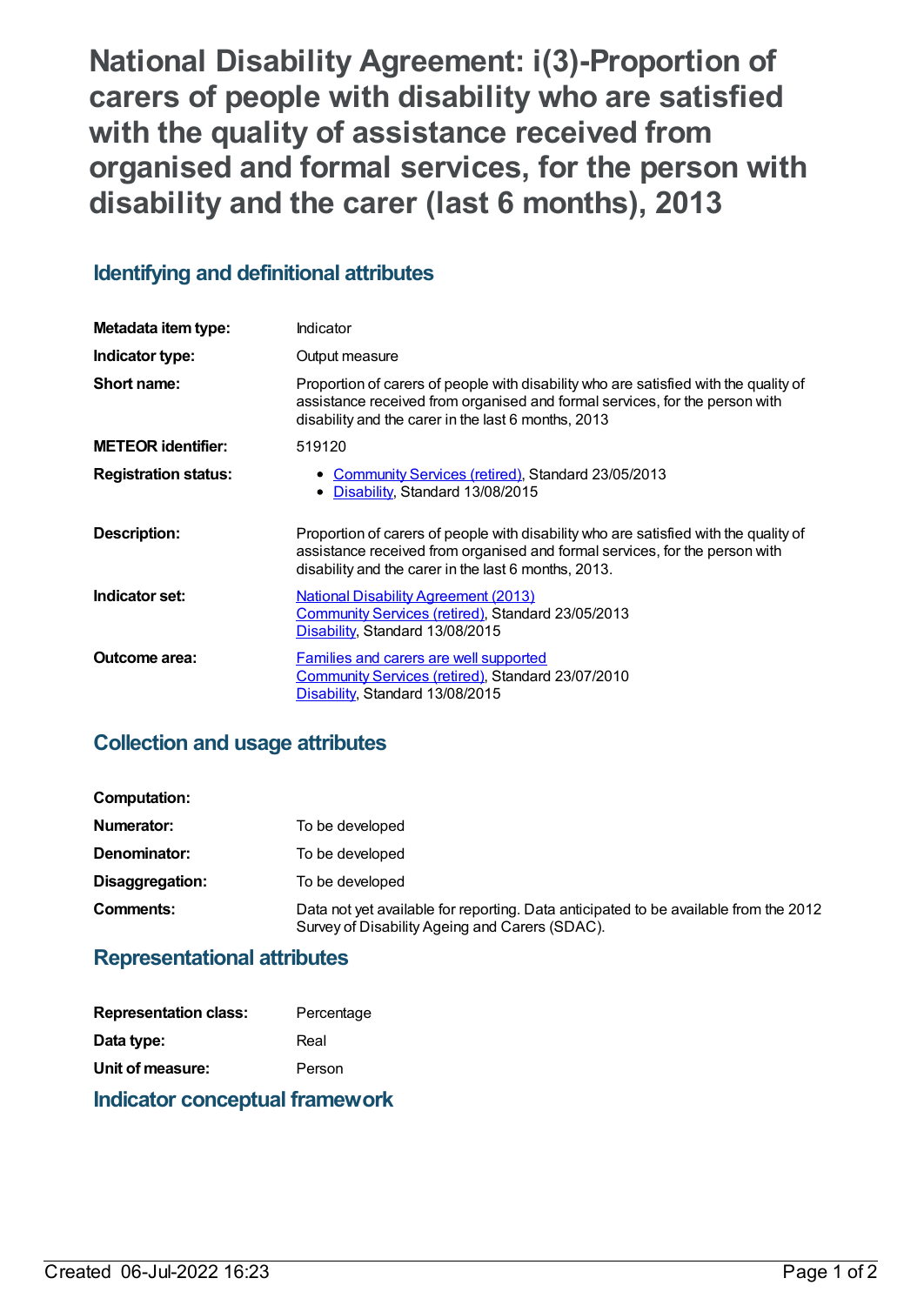# National Disability Agreement: i(3)-Proportion of carers of people with disability who are satisfied with the quality of assistance received from organised and formal services, for the person with disability and the carer (last 6 months), 2013

## Identifying and definitional attributes

| | |
|---|---|
| **Metadata item type:** | Indicator |
| **Indicator type:** | Output measure |
| **Short name:** | Proportion of carers of people with disability who are satisfied with the quality of assistance received from organised and formal services, for the person with disability and the carer in the last 6 months, 2013 |
| **METEOR identifier:** | 519120 |
| **Registration status:** | • Community Services (retired), Standard 23/05/2013<br>• Disability, Standard 13/08/2015 |
| **Description:** | Proportion of carers of people with disability who are satisfied with the quality of assistance received from organised and formal services, for the person with disability and the carer in the last 6 months, 2013. |
| **Indicator set:** | National Disability Agreement (2013)<br>Community Services (retired), Standard 23/05/2013<br>Disability, Standard 13/08/2015 |
| **Outcome area:** | Families and carers are well supported<br>Community Services (retired), Standard 23/07/2010<br>Disability, Standard 13/08/2015 |

## Collection and usage attributes

| | |
|---|---|
| **Computation:** | |
| **Numerator:** | To be developed |
| **Denominator:** | To be developed |
| **Disaggregation:** | To be developed |
| **Comments:** | Data not yet available for reporting. Data anticipated to be available from the 2012 Survey of Disability Ageing and Carers (SDAC). |

## Representational attributes

| | |
|---|---|
| **Representation class:** | Percentage |
| **Data type:** | Real |
| **Unit of measure:** | Person |

## Indicator conceptual framework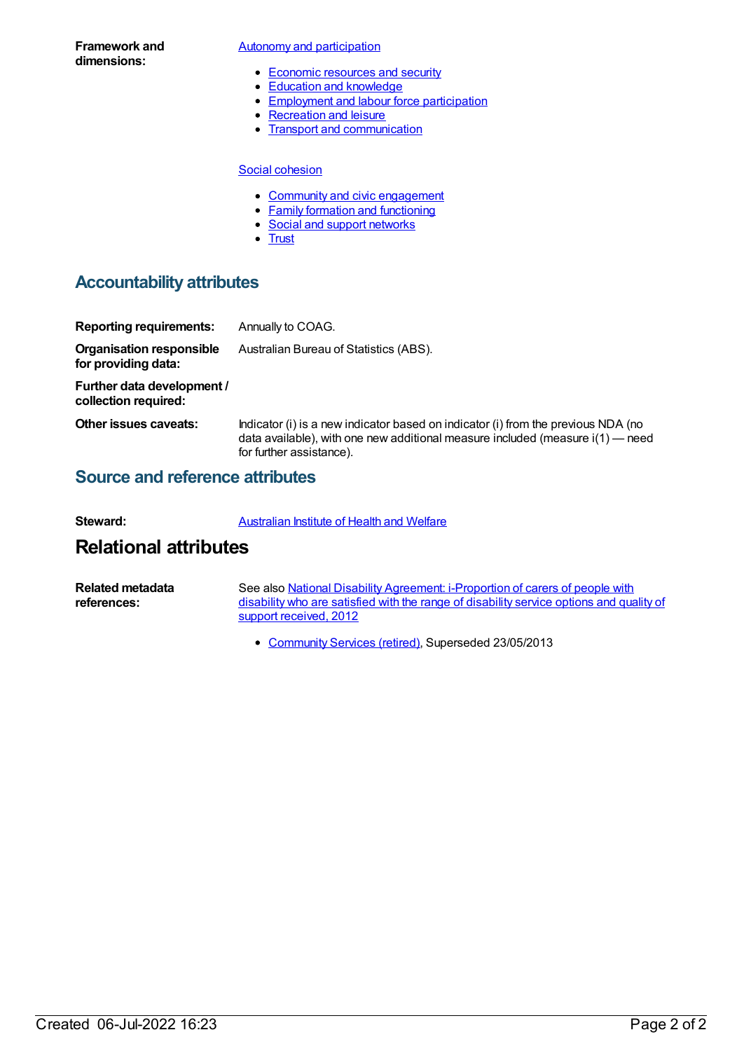**Framework and dimensions:**

Autonomy and participation

- Economic resources and security
- Education and knowledge
- Employment and labour force participation
- Recreation and leisure
- Transport and communication

Social cohesion

- Community and civic engagement
- Family formation and functioning
- Social and support networks
- Trust

## Accountability attributes

**Reporting requirements:** Annually to COAG.

**Organisation responsible for providing data:** Australian Bureau of Statistics (ABS).

**Further data development / collection required:**

**Other issues caveats:** Indicator (i) is a new indicator based on indicator (i) from the previous NDA (no data available), with one new additional measure included (measure i(1) — need for further assistance).

## Source and reference attributes

**Steward:** Australian Institute of Health and Welfare

# Relational attributes

**Related metadata references:** See also National Disability Agreement: i-Proportion of carers of people with disability who are satisfied with the range of disability service options and quality of support received, 2012

- Community Services (retired), Superseded 23/05/2013